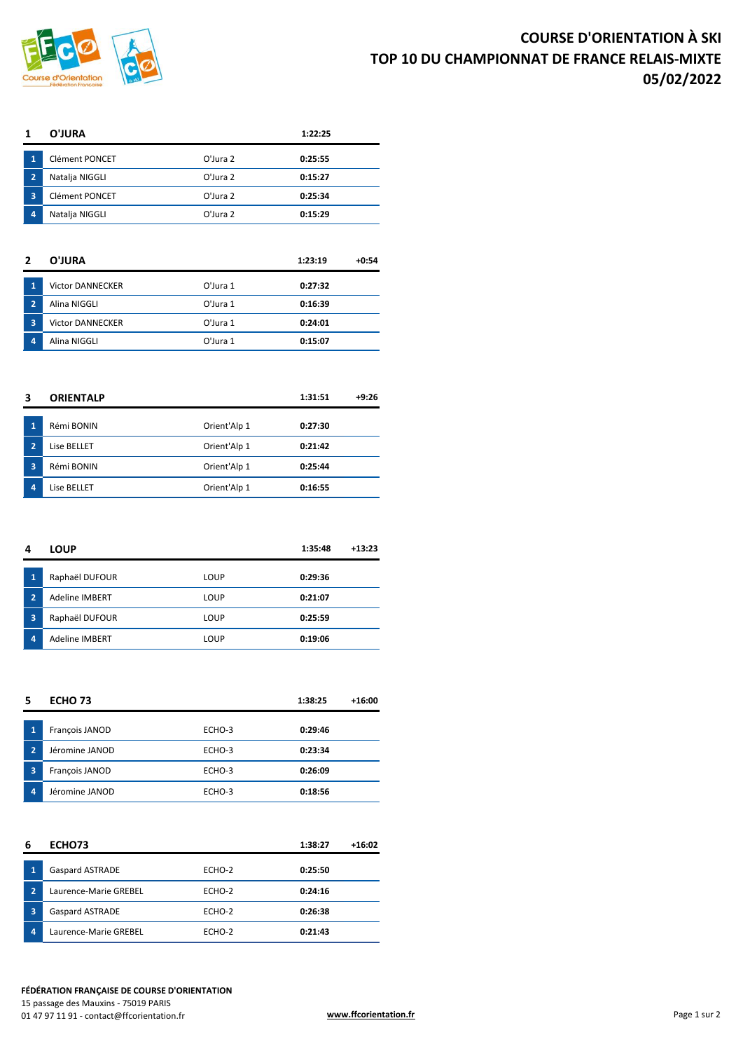# COURSE D'ORIENTATION À SKI
# TOP 10 DU CHAMPIONNAT DE FRANCE RELAIS-MIXTE
# 05/02/2022

| 1 | O'JURA | | 1:22:25 | |
|---|---|---|---|---|
| 1 | Clément PONCET | O'Jura 2 | 0:25:55 | |
| 2 | Natalja NIGGLI | O'Jura 2 | 0:15:27 | |
| 3 | Clément PONCET | O'Jura 2 | 0:25:34 | |
| 4 | Natalja NIGGLI | O'Jura 2 | 0:15:29 | |

| 2 | O'JURA | | 1:23:19 | +0:54 |
|---|---|---|---|---|
| 1 | Victor DANNECKER | O'Jura 1 | 0:27:32 | |
| 2 | Alina NIGGLI | O'Jura 1 | 0:16:39 | |
| 3 | Victor DANNECKER | O'Jura 1 | 0:24:01 | |
| 4 | Alina NIGGLI | O'Jura 1 | 0:15:07 | |

| 3 | ORIENTALP | | 1:31:51 | +9:26 |
|---|---|---|---|---|
| 1 | Rémi BONIN | Orient'Alp 1 | 0:27:30 | |
| 2 | Lise BELLET | Orient'Alp 1 | 0:21:42 | |
| 3 | Rémi BONIN | Orient'Alp 1 | 0:25:44 | |
| 4 | Lise BELLET | Orient'Alp 1 | 0:16:55 | |

| 4 | LOUP | | 1:35:48 | +13:23 |
|---|---|---|---|---|
| 1 | Raphaël DUFOUR | LOUP | 0:29:36 | |
| 2 | Adeline IMBERT | LOUP | 0:21:07 | |
| 3 | Raphaël DUFOUR | LOUP | 0:25:59 | |
| 4 | Adeline IMBERT | LOUP | 0:19:06 | |

| 5 | ECHO 73 | | 1:38:25 | +16:00 |
|---|---|---|---|---|
| 1 | François JANOD | ECHO-3 | 0:29:46 | |
| 2 | Jéromine JANOD | ECHO-3 | 0:23:34 | |
| 3 | François JANOD | ECHO-3 | 0:26:09 | |
| 4 | Jéromine JANOD | ECHO-3 | 0:18:56 | |

| 6 | ECHO73 | | 1:38:27 | +16:02 |
|---|---|---|---|---|
| 1 | Gaspard ASTRADE | ECHO-2 | 0:25:50 | |
| 2 | Laurence-Marie GREBEL | ECHO-2 | 0:24:16 | |
| 3 | Gaspard ASTRADE | ECHO-2 | 0:26:38 | |
| 4 | Laurence-Marie GREBEL | ECHO-2 | 0:21:43 | |

**FÉDÉRATION FRANÇAISE DE COURSE D'ORIENTATION**
15 passage des Mauxins - 75019 PARIS
01 47 97 11 91 - contact@ffcorientation.fr

www.ffcorientation.fr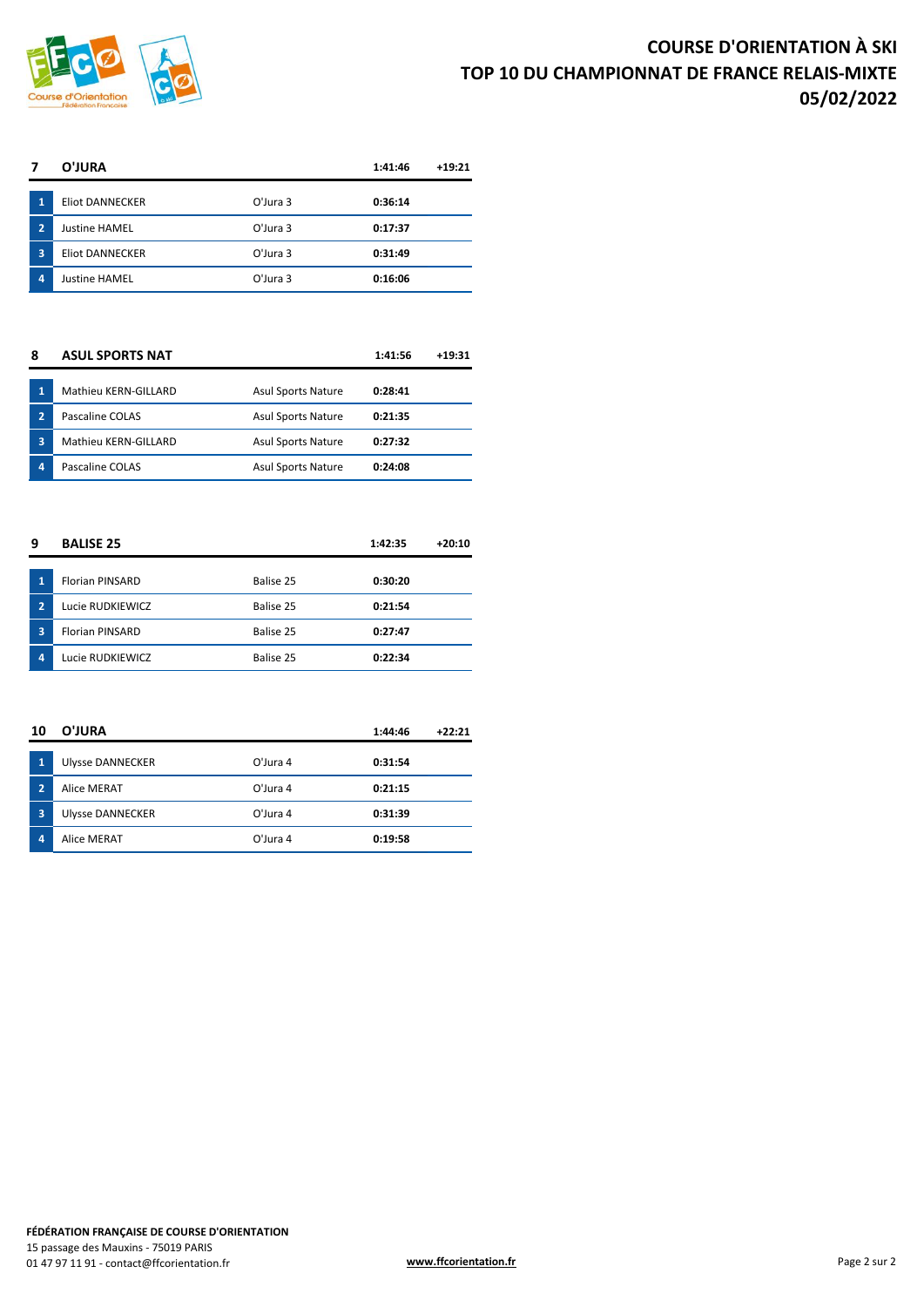# COURSE D'ORIENTATION À SKI
# TOP 10 DU CHAMPIONNAT DE FRANCE RELAIS-MIXTE
# 05/02/2022

| 7 | O'JURA | | 1:41:46 | +19:21 |
|---|---|---|---|---|
| 1 | Eliot DANNECKER | O'Jura 3 | 0:36:14 | |
| 2 | Justine HAMEL | O'Jura 3 | 0:17:37 | |
| 3 | Eliot DANNECKER | O'Jura 3 | 0:31:49 | |
| 4 | Justine HAMEL | O'Jura 3 | 0:16:06 | |

| 8 | ASUL SPORTS NAT | | 1:41:56 | +19:31 |
|---|---|---|---|---|
| 1 | Mathieu KERN-GILLARD | Asul Sports Nature | 0:28:41 | |
| 2 | Pascaline COLAS | Asul Sports Nature | 0:21:35 | |
| 3 | Mathieu KERN-GILLARD | Asul Sports Nature | 0:27:32 | |
| 4 | Pascaline COLAS | Asul Sports Nature | 0:24:08 | |

| 9 | BALISE 25 | | 1:42:35 | +20:10 |
|---|---|---|---|---|
| 1 | Florian PINSARD | Balise 25 | 0:30:20 | |
| 2 | Lucie RUDKIEWICZ | Balise 25 | 0:21:54 | |
| 3 | Florian PINSARD | Balise 25 | 0:27:47 | |
| 4 | Lucie RUDKIEWICZ | Balise 25 | 0:22:34 | |

| 10 | O'JURA | | 1:44:46 | +22:21 |
|---|---|---|---|---|
| 1 | Ulysse DANNECKER | O'Jura 4 | 0:31:54 | |
| 2 | Alice MERAT | O'Jura 4 | 0:21:15 | |
| 3 | Ulysse DANNECKER | O'Jura 4 | 0:31:39 | |
| 4 | Alice MERAT | O'Jura 4 | 0:19:58 | |

**FÉDÉRATION FRANÇAISE DE COURSE D'ORIENTATION**
15 passage des Mauxins - 75019 PARIS
01 47 97 11 91 - contact@ffcorientation.fr

www.ffcorientation.fr